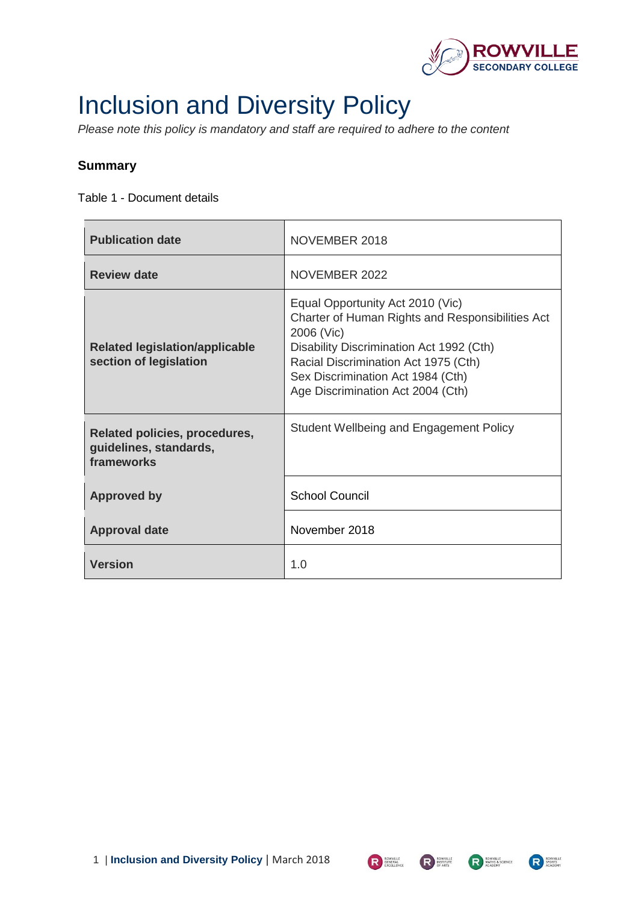# Inclusion and Diversity Policy

*Please note this policy is mandatory and staff are required to adhere to the content*

## Summary

Table 1 - Document details

| | |
|---|---|
| **Publication date** | NOVEMBER 2018 |
| **Review date** | NOVEMBER 2022 |
| **Related legislation/applicable section of legislation** | Equal Opportunity Act 2010 (Vic)<br>Charter of Human Rights and Responsibilities Act 2006 (Vic)<br>Disability Discrimination Act 1992 (Cth)<br>Racial Discrimination Act 1975 (Cth)<br>Sex Discrimination Act 1984 (Cth)<br>Age Discrimination Act 2004 (Cth) |
| **Related policies, procedures, guidelines, standards, frameworks** | Student Wellbeing and Engagement Policy |
| **Approved by** | School Council |
| **Approval date** | November 2018 |
| **Version** | 1.0 |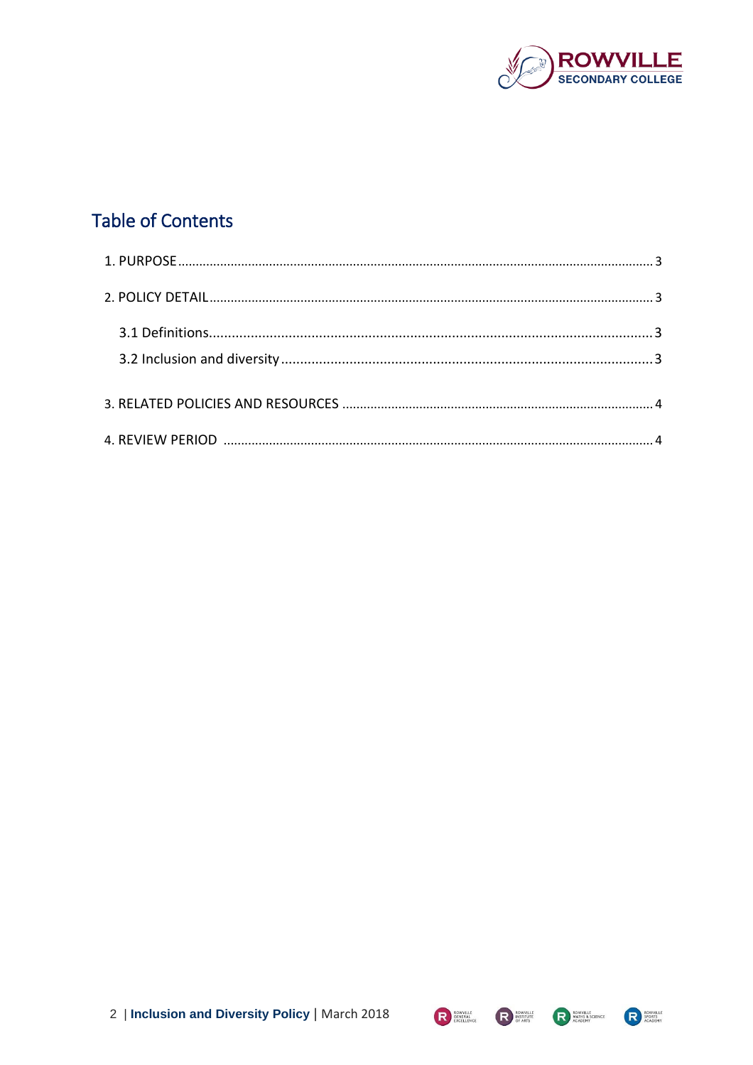# Table of Contents

1. PURPOSE ..... 3

2. POLICY DETAIL ..... 3

   3.1 Definitions ..... 3

   3.2 Inclusion and diversity ..... 3

3. RELATED POLICIES AND RESOURCES ..... 4

4. REVIEW PERIOD ..... 4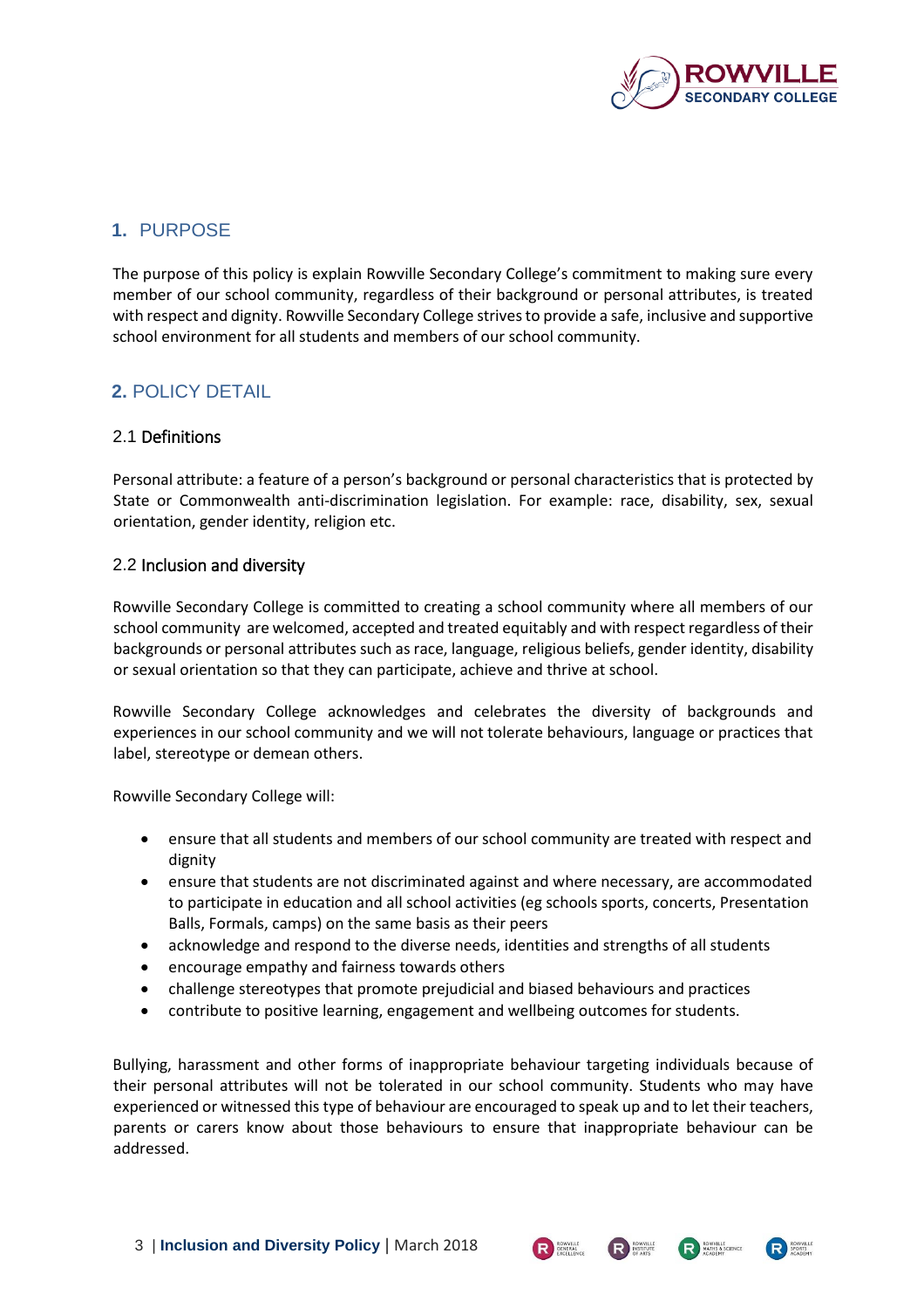## 1. PURPOSE

The purpose of this policy is explain Rowville Secondary College's commitment to making sure every member of our school community, regardless of their background or personal attributes, is treated with respect and dignity. Rowville Secondary College strives to provide a safe, inclusive and supportive school environment for all students and members of our school community.

## 2. POLICY DETAIL

### 2.1 Definitions

Personal attribute: a feature of a person's background or personal characteristics that is protected by State or Commonwealth anti-discrimination legislation. For example: race, disability, sex, sexual orientation, gender identity, religion etc.

### 2.2 Inclusion and diversity

Rowville Secondary College is committed to creating a school community where all members of our school community are welcomed, accepted and treated equitably and with respect regardless of their backgrounds or personal attributes such as race, language, religious beliefs, gender identity, disability or sexual orientation so that they can participate, achieve and thrive at school.

Rowville Secondary College acknowledges and celebrates the diversity of backgrounds and experiences in our school community and we will not tolerate behaviours, language or practices that label, stereotype or demean others.

Rowville Secondary College will:

- ensure that all students and members of our school community are treated with respect and dignity
- ensure that students are not discriminated against and where necessary, are accommodated to participate in education and all school activities (eg schools sports, concerts, Presentation Balls, Formals, camps) on the same basis as their peers
- acknowledge and respond to the diverse needs, identities and strengths of all students
- encourage empathy and fairness towards others
- challenge stereotypes that promote prejudicial and biased behaviours and practices
- contribute to positive learning, engagement and wellbeing outcomes for students.

Bullying, harassment and other forms of inappropriate behaviour targeting individuals because of their personal attributes will not be tolerated in our school community. Students who may have experienced or witnessed this type of behaviour are encouraged to speak up and to let their teachers, parents or carers know about those behaviours to ensure that inappropriate behaviour can be addressed.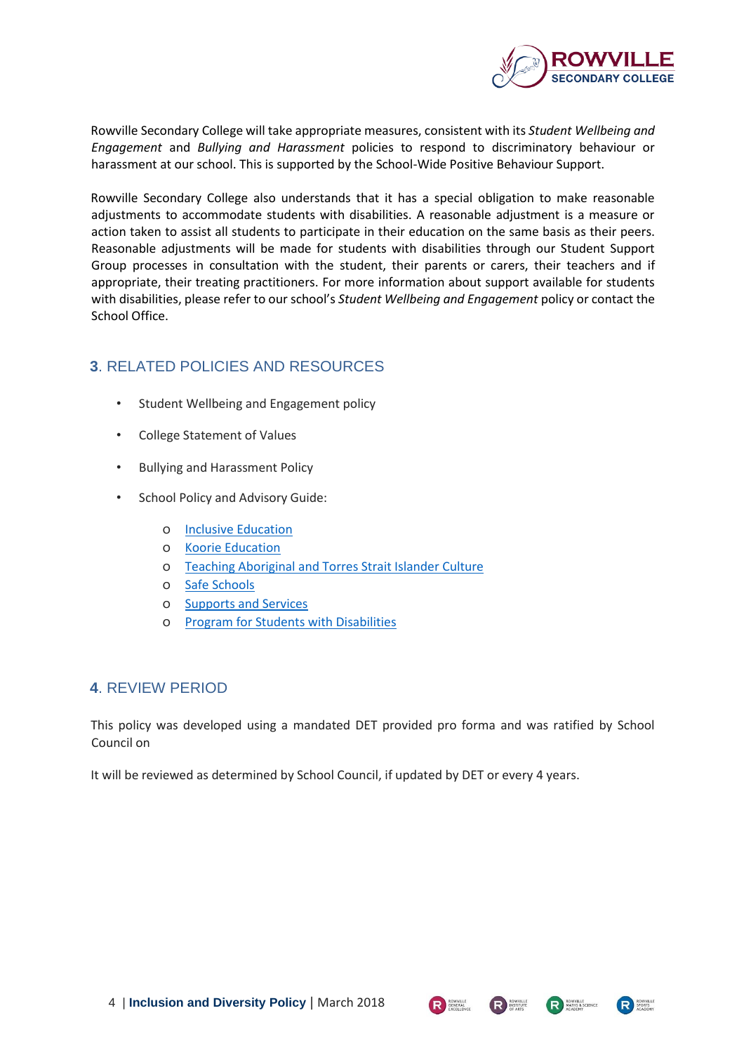Rowville Secondary College will take appropriate measures, consistent with its *Student Wellbeing and Engagement* and *Bullying and Harassment* policies to respond to discriminatory behaviour or harassment at our school. This is supported by the School-Wide Positive Behaviour Support.

Rowville Secondary College also understands that it has a special obligation to make reasonable adjustments to accommodate students with disabilities. A reasonable adjustment is a measure or action taken to assist all students to participate in their education on the same basis as their peers. Reasonable adjustments will be made for students with disabilities through our Student Support Group processes in consultation with the student, their parents or carers, their teachers and if appropriate, their treating practitioners. For more information about support available for students with disabilities, please refer to our school's *Student Wellbeing and Engagement* policy or contact the School Office.

## 3. RELATED POLICIES AND RESOURCES

- Student Wellbeing and Engagement policy
- College Statement of Values
- Bullying and Harassment Policy
- School Policy and Advisory Guide:
    - Inclusive Education
    - Koorie Education
    - Teaching Aboriginal and Torres Strait Islander Culture
    - Safe Schools
    - Supports and Services
    - Program for Students with Disabilities

## 4. REVIEW PERIOD

This policy was developed using a mandated DET provided pro forma and was ratified by School Council on

It will be reviewed as determined by School Council, if updated by DET or every 4 years.